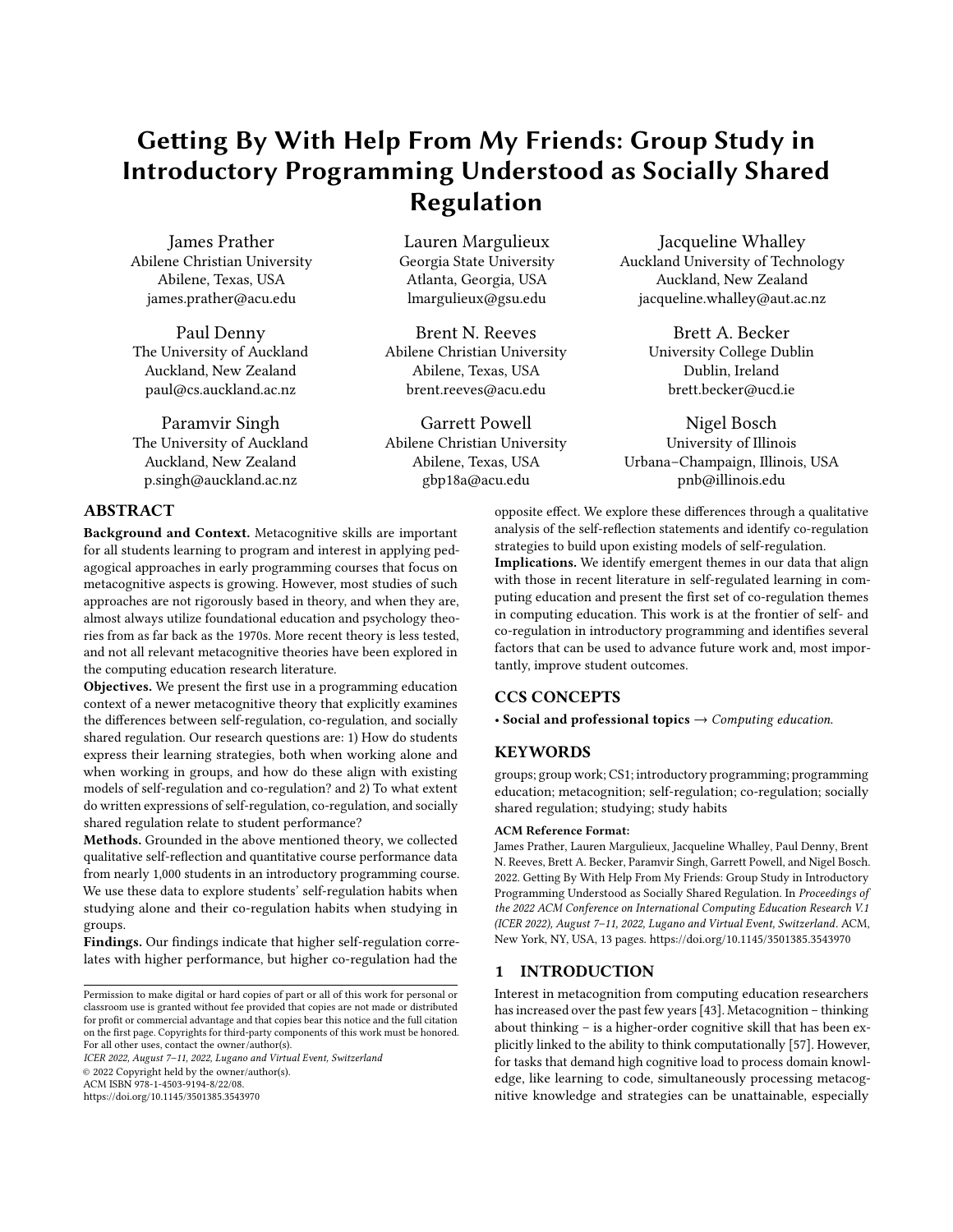# Getting By With Help From My Friends: Group Study in Introductory Programming Understood as Socially Shared Regulation

James Prather
Abilene Christian University
Abilene, Texas, USA
james.prather@acu.edu

Lauren Margulieux
Georgia State University
Atlanta, Georgia, USA
lmargulieux@gsu.edu

Jacqueline Whalley
Auckland University of Technology
Auckland, New Zealand
jacqueline.whalley@aut.ac.nz

Paul Denny
The University of Auckland
Auckland, New Zealand
paul@cs.auckland.ac.nz

Brent N. Reeves
Abilene Christian University
Abilene, Texas, USA
brent.reeves@acu.edu

Brett A. Becker
University College Dublin
Dublin, Ireland
brett.becker@ucd.ie

Paramvir Singh
The University of Auckland
Auckland, New Zealand
p.singh@auckland.ac.nz

Garrett Powell
Abilene Christian University
Abilene, Texas, USA
gbp18a@acu.edu

Nigel Bosch
University of Illinois
Urbana–Champaign, Illinois, USA
pnb@illinois.edu

## ABSTRACT

**Background and Context.** Metacognitive skills are important for all students learning to program and interest in applying pedagogical approaches in early programming courses that focus on metacognitive aspects is growing. However, most studies of such approaches are not rigorously based in theory, and when they are, almost always utilize foundational education and psychology theories from as far back as the 1970s. More recent theory is less tested, and not all relevant metacognitive theories have been explored in the computing education research literature.

**Objectives.** We present the first use in a programming education context of a newer metacognitive theory that explicitly examines the differences between self-regulation, co-regulation, and socially shared regulation. Our research questions are: 1) How do students express their learning strategies, both when working alone and when working in groups, and how do these align with existing models of self-regulation and co-regulation? and 2) To what extent do written expressions of self-regulation, co-regulation, and socially shared regulation relate to student performance?

**Methods.** Grounded in the above mentioned theory, we collected qualitative self-reflection and quantitative course performance data from nearly 1,000 students in an introductory programming course. We use these data to explore students' self-regulation habits when studying alone and their co-regulation habits when studying in groups.

**Findings.** Our findings indicate that higher self-regulation correlates with higher performance, but higher co-regulation had the opposite effect. We explore these differences through a qualitative analysis of the self-reflection statements and identify co-regulation strategies to build upon existing models of self-regulation.

**Implications.** We identify emergent themes in our data that align with those in recent literature in self-regulated learning in computing education and present the first set of co-regulation themes in computing education. This work is at the frontier of self- and co-regulation in introductory programming and identifies several factors that can be used to advance future work and, most importantly, improve student outcomes.

## CCS CONCEPTS

• **Social and professional topics** → *Computing education.*

## KEYWORDS

groups; group work; CS1; introductory programming; programming education; metacognition; self-regulation; co-regulation; socially shared regulation; studying; study habits

**ACM Reference Format:**

James Prather, Lauren Margulieux, Jacqueline Whalley, Paul Denny, Brent N. Reeves, Brett A. Becker, Paramvir Singh, Garrett Powell, and Nigel Bosch. 2022. Getting By With Help From My Friends: Group Study in Introductory Programming Understood as Socially Shared Regulation. In *Proceedings of the 2022 ACM Conference on International Computing Education Research V.1 (ICER 2022), August 7–11, 2022, Lugano and Virtual Event, Switzerland*. ACM, New York, NY, USA, 13 pages. https://doi.org/10.1145/3501385.3543970

Permission to make digital or hard copies of part or all of this work for personal or classroom use is granted without fee provided that copies are not made or distributed for profit or commercial advantage and that copies bear this notice and the full citation on the first page. Copyrights for third-party components of this work must be honored. For all other uses, contact the owner/author(s).
*ICER 2022, August 7–11, 2022, Lugano and Virtual Event, Switzerland*
© 2022 Copyright held by the owner/author(s).
ACM ISBN 978-1-4503-9194-8/22/08.
https://doi.org/10.1145/3501385.3543970

## 1 INTRODUCTION

Interest in metacognition from computing education researchers has increased over the past few years [43]. Metacognition – thinking about thinking – is a higher-order cognitive skill that has been explicitly linked to the ability to think computationally [57]. However, for tasks that demand high cognitive load to process domain knowledge, like learning to code, simultaneously processing metacognitive knowledge and strategies can be unattainable, especially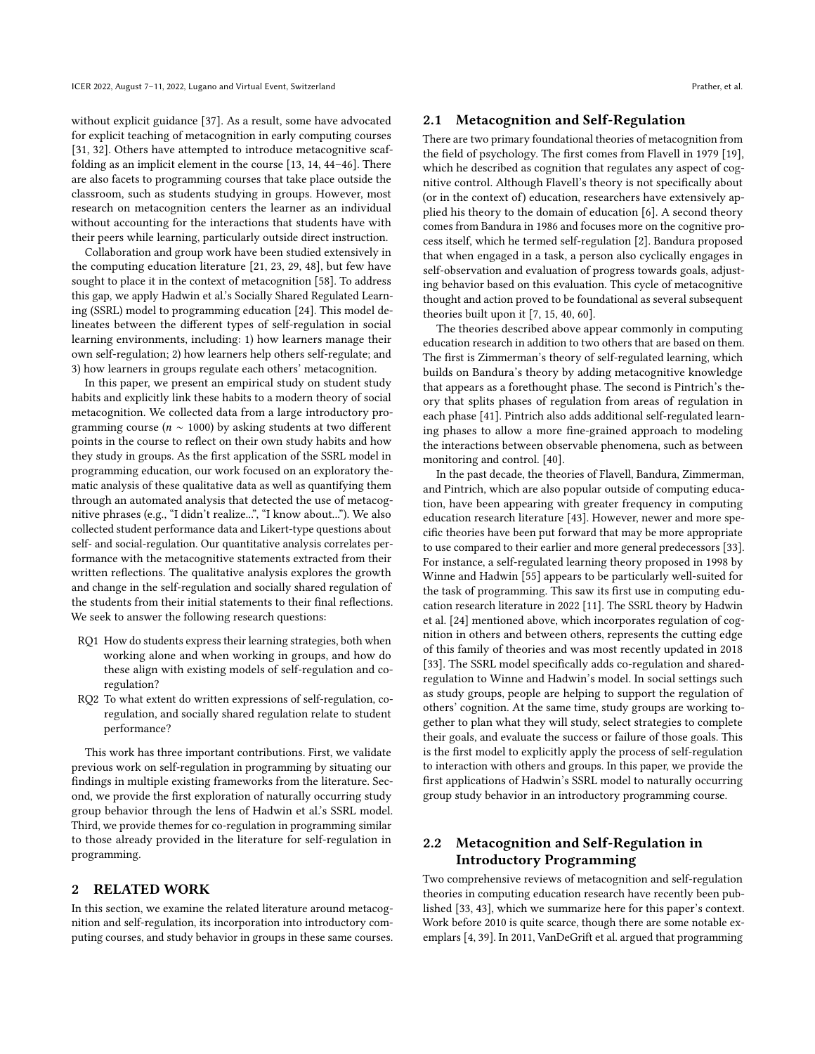without explicit guidance [37]. As a result, some have advocated for explicit teaching of metacognition in early computing courses [31, 32]. Others have attempted to introduce metacognitive scaffolding as an implicit element in the course [13, 14, 44–46]. There are also facets to programming courses that take place outside the classroom, such as students studying in groups. However, most research on metacognition centers the learner as an individual without accounting for the interactions that students have with their peers while learning, particularly outside direct instruction.

Collaboration and group work have been studied extensively in the computing education literature [21, 23, 29, 48], but few have sought to place it in the context of metacognition [58]. To address this gap, we apply Hadwin et al.'s Socially Shared Regulated Learning (SSRL) model to programming education [24]. This model delineates between the different types of self-regulation in social learning environments, including: 1) how learners manage their own self-regulation; 2) how learners help others self-regulate; and 3) how learners in groups regulate each others' metacognition.

In this paper, we present an empirical study on student study habits and explicitly link these habits to a modern theory of social metacognition. We collected data from a large introductory programming course ($n \sim 1000$) by asking students at two different points in the course to reflect on their own study habits and how they study in groups. As the first application of the SSRL model in programming education, our work focused on an exploratory thematic analysis of these qualitative data as well as quantifying them through an automated analysis that detected the use of metacognitive phrases (e.g., "I didn't realize...", "I know about..."). We also collected student performance data and Likert-type questions about self- and social-regulation. Our quantitative analysis correlates performance with the metacognitive statements extracted from their written reflections. The qualitative analysis explores the growth and change in the self-regulation and socially shared regulation of the students from their initial statements to their final reflections. We seek to answer the following research questions:

- RQ1 How do students express their learning strategies, both when working alone and when working in groups, and how do these align with existing models of self-regulation and co-regulation?
- RQ2 To what extent do written expressions of self-regulation, co-regulation, and socially shared regulation relate to student performance?

This work has three important contributions. First, we validate previous work on self-regulation in programming by situating our findings in multiple existing frameworks from the literature. Second, we provide the first exploration of naturally occurring study group behavior through the lens of Hadwin et al.'s SSRL model. Third, we provide themes for co-regulation in programming similar to those already provided in the literature for self-regulation in programming.

## 2 RELATED WORK

In this section, we examine the related literature around metacognition and self-regulation, its incorporation into introductory computing courses, and study behavior in groups in these same courses.

### 2.1 Metacognition and Self-Regulation

There are two primary foundational theories of metacognition from the field of psychology. The first comes from Flavell in 1979 [19], which he described as cognition that regulates any aspect of cognitive control. Although Flavell's theory is not specifically about (or in the context of) education, researchers have extensively applied his theory to the domain of education [6]. A second theory comes from Bandura in 1986 and focuses more on the cognitive process itself, which he termed self-regulation [2]. Bandura proposed that when engaged in a task, a person also cyclically engages in self-observation and evaluation of progress towards goals, adjusting behavior based on this evaluation. This cycle of metacognitive thought and action proved to be foundational as several subsequent theories built upon it [7, 15, 40, 60].

The theories described above appear commonly in computing education research in addition to two others that are based on them. The first is Zimmerman's theory of self-regulated learning, which builds on Bandura's theory by adding metacognitive knowledge that appears as a forethought phase. The second is Pintrich's theory that splits phases of regulation from areas of regulation in each phase [41]. Pintrich also adds additional self-regulated learning phases to allow a more fine-grained approach to modeling the interactions between observable phenomena, such as between monitoring and control. [40].

In the past decade, the theories of Flavell, Bandura, Zimmerman, and Pintrich, which are also popular outside of computing education, have been appearing with greater frequency in computing education research literature [43]. However, newer and more specific theories have been put forward that may be more appropriate to use compared to their earlier and more general predecessors [33]. For instance, a self-regulated learning theory proposed in 1998 by Winne and Hadwin [55] appears to be particularly well-suited for the task of programming. This saw its first use in computing education research literature in 2022 [11]. The SSRL theory by Hadwin et al. [24] mentioned above, which incorporates regulation of cognition in others and between others, represents the cutting edge of this family of theories and was most recently updated in 2018 [33]. The SSRL model specifically adds co-regulation and shared-regulation to Winne and Hadwin's model. In social settings such as study groups, people are helping to support the regulation of others' cognition. At the same time, study groups are working together to plan what they will study, select strategies to complete their goals, and evaluate the success or failure of those goals. This is the first model to explicitly apply the process of self-regulation to interaction with others and groups. In this paper, we provide the first applications of Hadwin's SSRL model to naturally occurring group study behavior in an introductory programming course.

### 2.2 Metacognition and Self-Regulation in Introductory Programming

Two comprehensive reviews of metacognition and self-regulation theories in computing education research have recently been published [33, 43], which we summarize here for this paper's context. Work before 2010 is quite scarce, though there are some notable exemplars [4, 39]. In 2011, VanDeGrift et al. argued that programming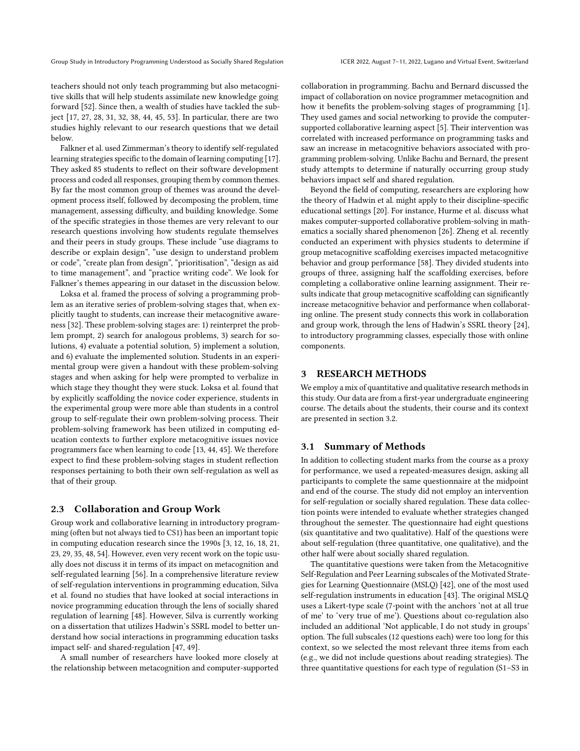teachers should not only teach programming but also metacognitive skills that will help students assimilate new knowledge going forward [52]. Since then, a wealth of studies have tackled the subject [17, 27, 28, 31, 32, 38, 44, 45, 53]. In particular, there are two studies highly relevant to our research questions that we detail below.

Falkner et al. used Zimmerman's theory to identify self-regulated learning strategies specific to the domain of learning computing [17]. They asked 85 students to reflect on their software development process and coded all responses, grouping them by common themes. By far the most common group of themes was around the development process itself, followed by decomposing the problem, time management, assessing difficulty, and building knowledge. Some of the specific strategies in those themes are very relevant to our research questions involving how students regulate themselves and their peers in study groups. These include "use diagrams to describe or explain design", "use design to understand problem or code", "create plan from design", "prioritisation", "design as aid to time management", and "practice writing code". We look for Falkner's themes appearing in our dataset in the discussion below.

Loksa et al. framed the process of solving a programming problem as an iterative series of problem-solving stages that, when explicitly taught to students, can increase their metacognitive awareness [32]. These problem-solving stages are: 1) reinterpret the problem prompt, 2) search for analogous problems, 3) search for solutions, 4) evaluate a potential solution, 5) implement a solution, and 6) evaluate the implemented solution. Students in an experimental group were given a handout with these problem-solving stages and when asking for help were prompted to verbalize in which stage they thought they were stuck. Loksa et al. found that by explicitly scaffolding the novice coder experience, students in the experimental group were more able than students in a control group to self-regulate their own problem-solving process. Their problem-solving framework has been utilized in computing education contexts to further explore metacognitive issues novice programmers face when learning to code [13, 44, 45]. We therefore expect to find these problem-solving stages in student reflection responses pertaining to both their own self-regulation as well as that of their group.

## 2.3 Collaboration and Group Work

Group work and collaborative learning in introductory programming (often but not always tied to CS1) has been an important topic in computing education research since the 1990s [3, 12, 16, 18, 21, 23, 29, 35, 48, 54]. However, even very recent work on the topic usually does not discuss it in terms of its impact on metacognition and self-regulated learning [56]. In a comprehensive literature review of self-regulation interventions in programming education, Silva et al. found no studies that have looked at social interactions in novice programming education through the lens of socially shared regulation of learning [48]. However, Silva is currently working on a dissertation that utilizes Hadwin's SSRL model to better understand how social interactions in programming education tasks impact self- and shared-regulation [47, 49].

A small number of researchers have looked more closely at the relationship between metacognition and computer-supported collaboration in programming. Bachu and Bernard discussed the impact of collaboration on novice programmer metacognition and how it benefits the problem-solving stages of programming [1]. They used games and social networking to provide the computer-supported collaborative learning aspect [5]. Their intervention was correlated with increased performance on programming tasks and saw an increase in metacognitive behaviors associated with programming problem-solving. Unlike Bachu and Bernard, the present study attempts to determine if naturally occurring group study behaviors impact self and shared regulation.

Beyond the field of computing, researchers are exploring how the theory of Hadwin et al. might apply to their discipline-specific educational settings [20]. For instance, Hurme et al. discuss what makes computer-supported collaborative problem-solving in mathematics a socially shared phenomenon [26]. Zheng et al. recently conducted an experiment with physics students to determine if group metacognitive scaffolding exercises impacted metacognitive behavior and group performance [58]. They divided students into groups of three, assigning half the scaffolding exercises, before completing a collaborative online learning assignment. Their results indicate that group metacognitive scaffolding can significantly increase metacognitive behavior and performance when collaborating online. The present study connects this work in collaboration and group work, through the lens of Hadwin's SSRL theory [24], to introductory programming classes, especially those with online components.

# 3 RESEARCH METHODS

We employ a mix of quantitative and qualitative research methods in this study. Our data are from a first-year undergraduate engineering course. The details about the students, their course and its context are presented in section 3.2.

## 3.1 Summary of Methods

In addition to collecting student marks from the course as a proxy for performance, we used a repeated-measures design, asking all participants to complete the same questionnaire at the midpoint and end of the course. The study did not employ an intervention for self-regulation or socially shared regulation. These data collection points were intended to evaluate whether strategies changed throughout the semester. The questionnaire had eight questions (six quantitative and two qualitative). Half of the questions were about self-regulation (three quantitative, one qualitative), and the other half were about socially shared regulation.

The quantitative questions were taken from the Metacognitive Self-Regulation and Peer Learning subscales of the Motivated Strategies for Learning Questionnaire (MSLQ) [42], one of the most used self-regulation instruments in education [43]. The original MSLQ uses a Likert-type scale (7-point with the anchors 'not at all true of me' to 'very true of me'). Questions about co-regulation also included an additional 'Not applicable, I do not study in groups' option. The full subscales (12 questions each) were too long for this context, so we selected the most relevant three items from each (e.g., we did not include questions about reading strategies). The three quantitative questions for each type of regulation (S1–S3 in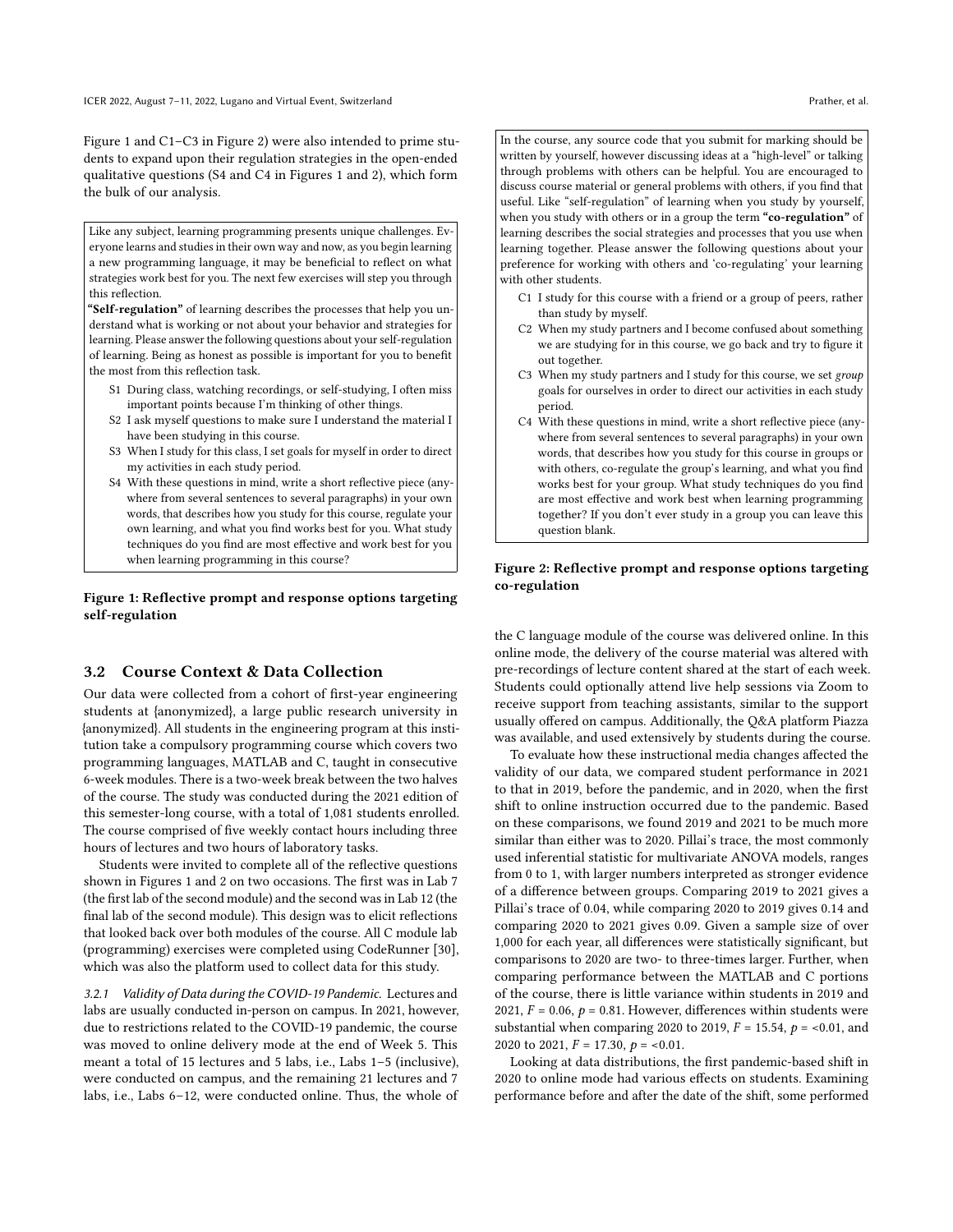Figure 1 and C1–C3 in Figure 2) were also intended to prime students to expand upon their regulation strategies in the open-ended qualitative questions (S4 and C4 in Figures 1 and 2), which form the bulk of our analysis.

> Like any subject, learning programming presents unique challenges. Everyone learns and studies in their own way and now, as you begin learning a new programming language, it may be beneficial to reflect on what strategies work best for you. The next few exercises will step you through this reflection.
>
> **"Self-regulation"** of learning describes the processes that help you understand what is working or not about your behavior and strategies for learning. Please answer the following questions about your self-regulation of learning. Being as honest as possible is important for you to benefit the most from this reflection task.
>
> S1 During class, watching recordings, or self-studying, I often miss important points because I'm thinking of other things.
>
> S2 I ask myself questions to make sure I understand the material I have been studying in this course.
>
> S3 When I study for this class, I set goals for myself in order to direct my activities in each study period.
>
> S4 With these questions in mind, write a short reflective piece (anywhere from several sentences to several paragraphs) in your own words, that describes how you study for this course, regulate your own learning, and what you find works best for you. What study techniques do you find are most effective and work best for you when learning programming in this course?

**Figure 1: Reflective prompt and response options targeting self-regulation**

## 3.2 Course Context & Data Collection

Our data were collected from a cohort of first-year engineering students at {anonymized}, a large public research university in {anonymized}. All students in the engineering program at this institution take a compulsory programming course which covers two programming languages, MATLAB and C, taught in consecutive 6-week modules. There is a two-week break between the two halves of the course. The study was conducted during the 2021 edition of this semester-long course, with a total of 1,081 students enrolled. The course comprised of five weekly contact hours including three hours of lectures and two hours of laboratory tasks.

Students were invited to complete all of the reflective questions shown in Figures 1 and 2 on two occasions. The first was in Lab 7 (the first lab of the second module) and the second was in Lab 12 (the final lab of the second module). This design was to elicit reflections that looked back over both modules of the course. All C module lab (programming) exercises were completed using CodeRunner [30], which was also the platform used to collect data for this study.

*3.2.1 Validity of Data during the COVID-19 Pandemic.* Lectures and labs are usually conducted in-person on campus. In 2021, however, due to restrictions related to the COVID-19 pandemic, the course was moved to online delivery mode at the end of Week 5. This meant a total of 15 lectures and 5 labs, i.e., Labs 1–5 (inclusive), were conducted on campus, and the remaining 21 lectures and 7 labs, i.e., Labs 6–12, were conducted online. Thus, the whole of

> In the course, any source code that you submit for marking should be written by yourself, however discussing ideas at a "high-level" or talking through problems with others can be helpful. You are encouraged to discuss course material or general problems with others, if you find that useful. Like "self-regulation" of learning when you study by yourself, when you study with others or in a group the term **"co-regulation"** of learning describes the social strategies and processes that you use when learning together. Please answer the following questions about your preference for working with others and 'co-regulating' your learning with other students.
>
> C1 I study for this course with a friend or a group of peers, rather than study by myself.
>
> C2 When my study partners and I become confused about something we are studying for in this course, we go back and try to figure it out together.
>
> C3 When my study partners and I study for this course, we set *group* goals for ourselves in order to direct our activities in each study period.
>
> C4 With these questions in mind, write a short reflective piece (anywhere from several sentences to several paragraphs) in your own words, that describes how you study for this course in groups or with others, co-regulate the group's learning, and what you find works best for your group. What study techniques do you find are most effective and work best when learning programming together? If you don't ever study in a group you can leave this question blank.

**Figure 2: Reflective prompt and response options targeting co-regulation**

the C language module of the course was delivered online. In this online mode, the delivery of the course material was altered with pre-recordings of lecture content shared at the start of each week. Students could optionally attend live help sessions via Zoom to receive support from teaching assistants, similar to the support usually offered on campus. Additionally, the Q&A platform Piazza was available, and used extensively by students during the course.

To evaluate how these instructional media changes affected the validity of our data, we compared student performance in 2021 to that in 2019, before the pandemic, and in 2020, when the first shift to online instruction occurred due to the pandemic. Based on these comparisons, we found 2019 and 2021 to be much more similar than either was to 2020. Pillai's trace, the most commonly used inferential statistic for multivariate ANOVA models, ranges from 0 to 1, with larger numbers interpreted as stronger evidence of a difference between groups. Comparing 2019 to 2021 gives a Pillai's trace of 0.04, while comparing 2020 to 2019 gives 0.14 and comparing 2020 to 2021 gives 0.09. Given a sample size of over 1,000 for each year, all differences were statistically significant, but comparisons to 2020 are two- to three-times larger. Further, when comparing performance between the MATLAB and C portions of the course, there is little variance within students in 2019 and 2021, $F = 0.06$, $p = 0.81$. However, differences within students were substantial when comparing 2020 to 2019, $F = 15.54$, $p = <0.01$, and 2020 to 2021, $F = 17.30$, $p = <0.01$.

Looking at data distributions, the first pandemic-based shift in 2020 to online mode had various effects on students. Examining performance before and after the date of the shift, some performed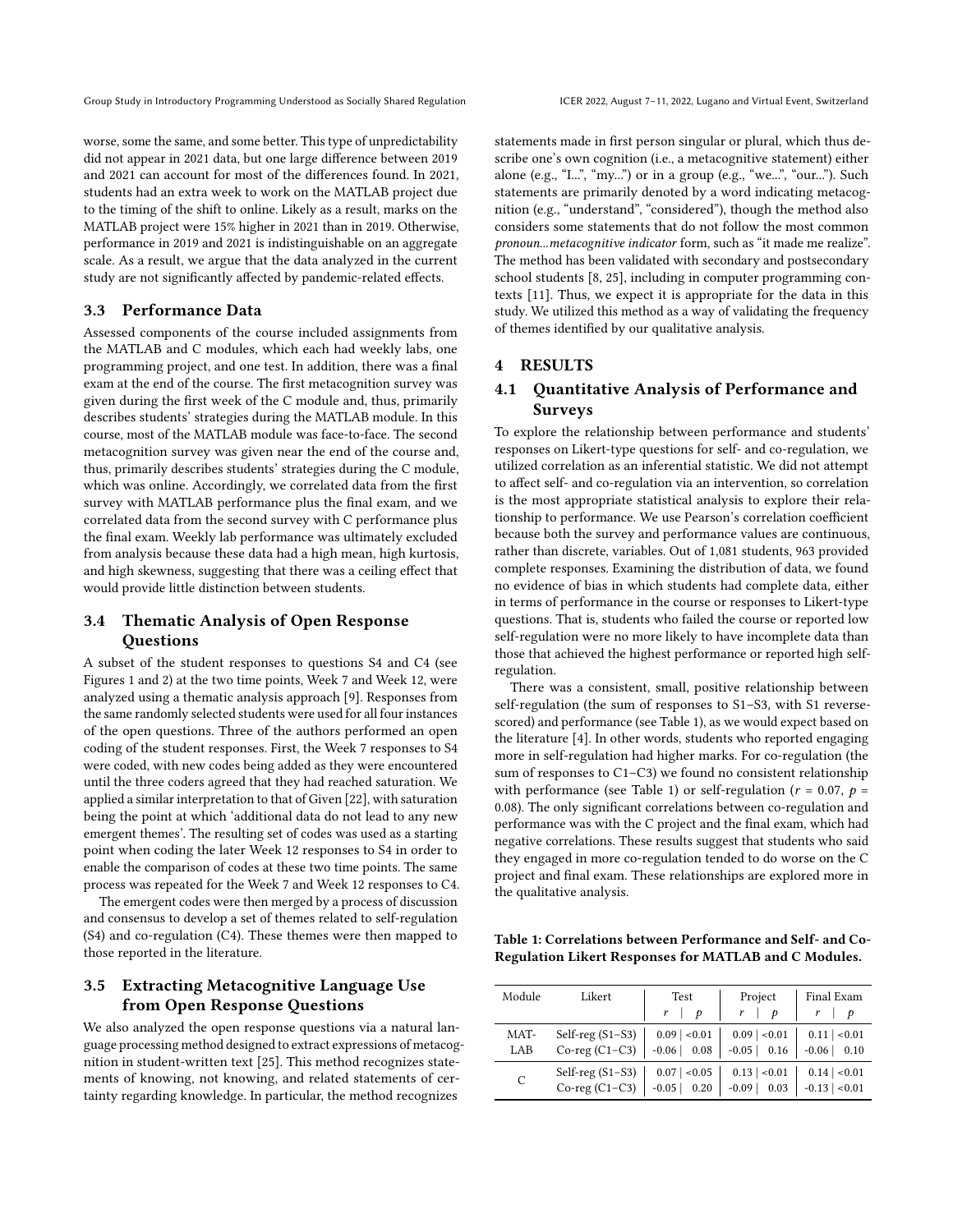worse, some the same, and some better. This type of unpredictability did not appear in 2021 data, but one large difference between 2019 and 2021 can account for most of the differences found. In 2021, students had an extra week to work on the MATLAB project due to the timing of the shift to online. Likely as a result, marks on the MATLAB project were 15% higher in 2021 than in 2019. Otherwise, performance in 2019 and 2021 is indistinguishable on an aggregate scale. As a result, we argue that the data analyzed in the current study are not significantly affected by pandemic-related effects.

## 3.3 Performance Data

Assessed components of the course included assignments from the MATLAB and C modules, which each had weekly labs, one programming project, and one test. In addition, there was a final exam at the end of the course. The first metacognition survey was given during the first week of the C module and, thus, primarily describes students' strategies during the MATLAB module. In this course, most of the MATLAB module was face-to-face. The second metacognition survey was given near the end of the course and, thus, primarily describes students' strategies during the C module, which was online. Accordingly, we correlated data from the first survey with MATLAB performance plus the final exam, and we correlated data from the second survey with C performance plus the final exam. Weekly lab performance was ultimately excluded from analysis because these data had a high mean, high kurtosis, and high skewness, suggesting that there was a ceiling effect that would provide little distinction between students.

## 3.4 Thematic Analysis of Open Response Questions

A subset of the student responses to questions S4 and C4 (see Figures 1 and 2) at the two time points, Week 7 and Week 12, were analyzed using a thematic analysis approach [9]. Responses from the same randomly selected students were used for all four instances of the open questions. Three of the authors performed an open coding of the student responses. First, the Week 7 responses to S4 were coded, with new codes being added as they were encountered until the three coders agreed that they had reached saturation. We applied a similar interpretation to that of Given [22], with saturation being the point at which 'additional data do not lead to any new emergent themes'. The resulting set of codes was used as a starting point when coding the later Week 12 responses to S4 in order to enable the comparison of codes at these two time points. The same process was repeated for the Week 7 and Week 12 responses to C4.

The emergent codes were then merged by a process of discussion and consensus to develop a set of themes related to self-regulation (S4) and co-regulation (C4). These themes were then mapped to those reported in the literature.

## 3.5 Extracting Metacognitive Language Use from Open Response Questions

We also analyzed the open response questions via a natural language processing method designed to extract expressions of metacognition in student-written text [25]. This method recognizes statements of knowing, not knowing, and related statements of certainty regarding knowledge. In particular, the method recognizes statements made in first person singular or plural, which thus describe one's own cognition (i.e., a metacognitive statement) either alone (e.g., "I...", "my...") or in a group (e.g., "we...", "our..."). Such statements are primarily denoted by a word indicating metacognition (e.g., "understand", "considered"), though the method also considers some statements that do not follow the most common *pronoun...metacognitive indicator* form, such as "it made me realize". The method has been validated with secondary and postsecondary school students [8, 25], including in computer programming contexts [11]. Thus, we expect it is appropriate for the data in this study. We utilized this method as a way of validating the frequency of themes identified by our qualitative analysis.

# 4 RESULTS

## 4.1 Quantitative Analysis of Performance and Surveys

To explore the relationship between performance and students' responses on Likert-type questions for self- and co-regulation, we utilized correlation as an inferential statistic. We did not attempt to affect self- and co-regulation via an intervention, so correlation is the most appropriate statistical analysis to explore their relationship to performance. We use Pearson's correlation coefficient because both the survey and performance values are continuous, rather than discrete, variables. Out of 1,081 students, 963 provided complete responses. Examining the distribution of data, we found no evidence of bias in which students had complete data, either in terms of performance in the course or responses to Likert-type questions. That is, students who failed the course or reported low self-regulation were no more likely to have incomplete data than those that achieved the highest performance or reported high self-regulation.

There was a consistent, small, positive relationship between self-regulation (the sum of responses to S1–S3, with S1 reverse-scored) and performance (see Table 1), as we would expect based on the literature [4]. In other words, students who reported engaging more in self-regulation had higher marks. For co-regulation (the sum of responses to C1–C3) we found no consistent relationship with performance (see Table 1) or self-regulation ($r$ = 0.07, $p$ = 0.08). The only significant correlations between co-regulation and performance was with the C project and the final exam, which had negative correlations. These results suggest that students who said they engaged in more co-regulation tended to do worse on the C project and final exam. These relationships are explored more in the qualitative analysis.

**Table 1: Correlations between Performance and Self- and Co-Regulation Likert Responses for MATLAB and C Modules.**

| Module | Likert | Test | | Project | | Final Exam | |
|---|---|---|---|---|---|---|---|
| | | $r$ | $p$ | $r$ | $p$ | $r$ | $p$ |
| MATLAB | Self-reg (S1–S3) | 0.09 | <0.01 | 0.09 | <0.01 | 0.11 | <0.01 |
| | Co-reg (C1–C3) | -0.06 | 0.08 | -0.05 | 0.16 | -0.06 | 0.10 |
| C | Self-reg (S1–S3) | 0.07 | <0.05 | 0.13 | <0.01 | 0.14 | <0.01 |
| | Co-reg (C1–C3) | -0.05 | 0.20 | -0.09 | 0.03 | -0.13 | <0.01 |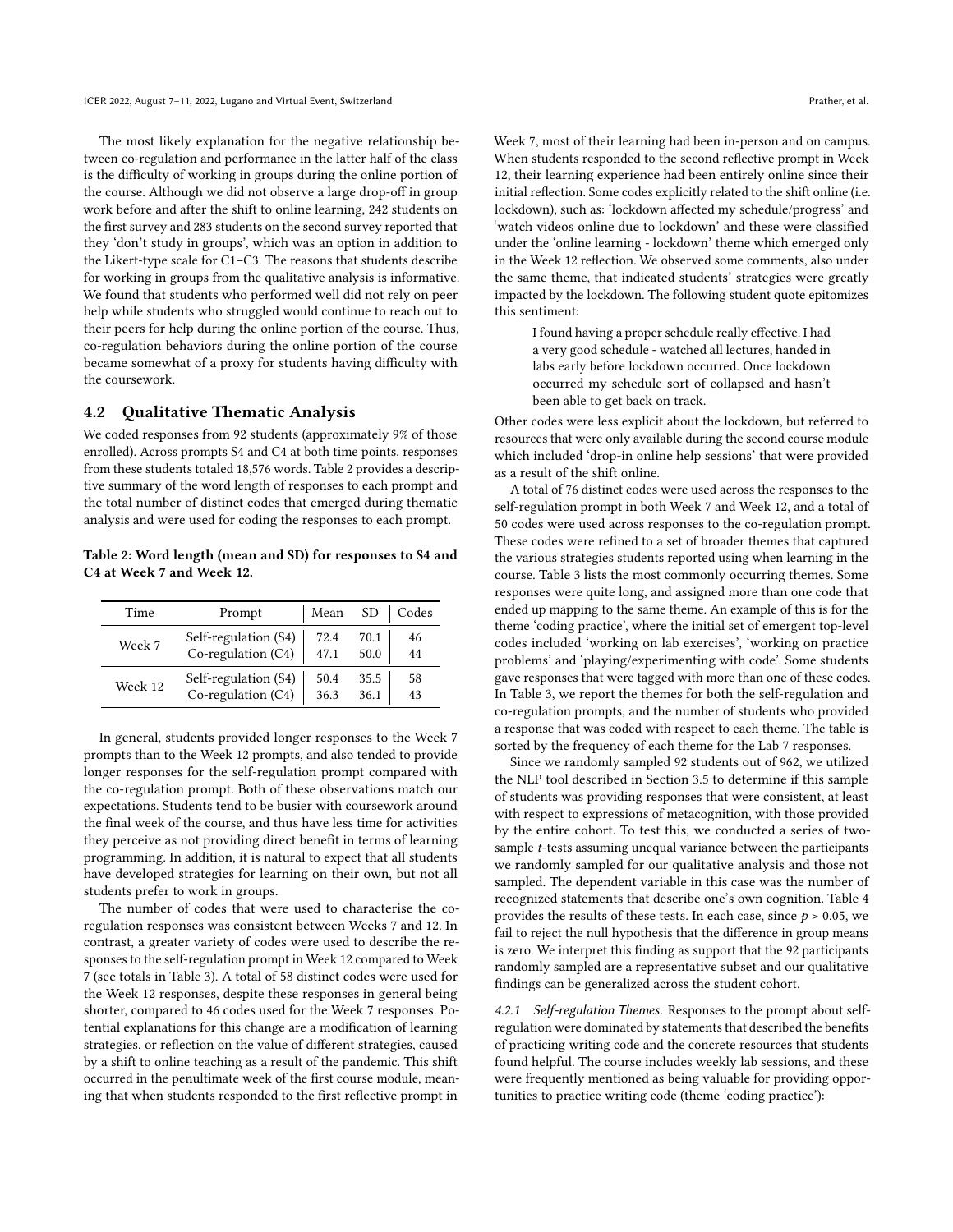The most likely explanation for the negative relationship between co-regulation and performance in the latter half of the class is the difficulty of working in groups during the online portion of the course. Although we did not observe a large drop-off in group work before and after the shift to online learning, 242 students on the first survey and 283 students on the second survey reported that they 'don't study in groups', which was an option in addition to the Likert-type scale for C1–C3. The reasons that students describe for working in groups from the qualitative analysis is informative. We found that students who performed well did not rely on peer help while students who struggled would continue to reach out to their peers for help during the online portion of the course. Thus, co-regulation behaviors during the online portion of the course became somewhat of a proxy for students having difficulty with the coursework.

## 4.2 Qualitative Thematic Analysis

We coded responses from 92 students (approximately 9% of those enrolled). Across prompts S4 and C4 at both time points, responses from these students totaled 18,576 words. Table 2 provides a descriptive summary of the word length of responses to each prompt and the total number of distinct codes that emerged during thematic analysis and were used for coding the responses to each prompt.

**Table 2: Word length (mean and SD) for responses to S4 and C4 at Week 7 and Week 12.**

| Time | Prompt | Mean | SD | Codes |
|---|---|---|---|---|
| Week 7 | Self-regulation (S4) | 72.4 | 70.1 | 46 |
| | Co-regulation (C4) | 47.1 | 50.0 | 44 |
| Week 12 | Self-regulation (S4) | 50.4 | 35.5 | 58 |
| | Co-regulation (C4) | 36.3 | 36.1 | 43 |

In general, students provided longer responses to the Week 7 prompts than to the Week 12 prompts, and also tended to provide longer responses for the self-regulation prompt compared with the co-regulation prompt. Both of these observations match our expectations. Students tend to be busier with coursework around the final week of the course, and thus have less time for activities they perceive as not providing direct benefit in terms of learning programming. In addition, it is natural to expect that all students have developed strategies for learning on their own, but not all students prefer to work in groups.

The number of codes that were used to characterise the co-regulation responses was consistent between Weeks 7 and 12. In contrast, a greater variety of codes were used to describe the responses to the self-regulation prompt in Week 12 compared to Week 7 (see totals in Table 3). A total of 58 distinct codes were used for the Week 12 responses, despite these responses in general being shorter, compared to 46 codes used for the Week 7 responses. Potential explanations for this change are a modification of learning strategies, or reflection on the value of different strategies, caused by a shift to online teaching as a result of the pandemic. This shift occurred in the penultimate week of the first course module, meaning that when students responded to the first reflective prompt in Week 7, most of their learning had been in-person and on campus. When students responded to the second reflective prompt in Week 12, their learning experience had been entirely online since their initial reflection. Some codes explicitly related to the shift online (i.e. lockdown), such as: 'lockdown affected my schedule/progress' and 'watch videos online due to lockdown' and these were classified under the 'online learning - lockdown' theme which emerged only in the Week 12 reflection. We observed some comments, also under the same theme, that indicated students' strategies were greatly impacted by the lockdown. The following student quote epitomizes this sentiment:

> I found having a proper schedule really effective. I had a very good schedule - watched all lectures, handed in labs early before lockdown occurred. Once lockdown occurred my schedule sort of collapsed and hasn't been able to get back on track.

Other codes were less explicit about the lockdown, but referred to resources that were only available during the second course module which included 'drop-in online help sessions' that were provided as a result of the shift online.

A total of 76 distinct codes were used across the responses to the self-regulation prompt in both Week 7 and Week 12, and a total of 50 codes were used across responses to the co-regulation prompt. These codes were refined to a set of broader themes that captured the various strategies students reported using when learning in the course. Table 3 lists the most commonly occurring themes. Some responses were quite long, and assigned more than one code that ended up mapping to the same theme. An example of this is for the theme 'coding practice', where the initial set of emergent top-level codes included 'working on lab exercises', 'working on practice problems' and 'playing/experimenting with code'. Some students gave responses that were tagged with more than one of these codes. In Table 3, we report the themes for both the self-regulation and co-regulation prompts, and the number of students who provided a response that was coded with respect to each theme. The table is sorted by the frequency of each theme for the Lab 7 responses.

Since we randomly sampled 92 students out of 962, we utilized the NLP tool described in Section 3.5 to determine if this sample of students was providing responses that were consistent, at least with respect to expressions of metacognition, with those provided by the entire cohort. To test this, we conducted a series of two-sample $t$-tests assuming unequal variance between the participants we randomly sampled for our qualitative analysis and those not sampled. The dependent variable in this case was the number of recognized statements that describe one's own cognition. Table 4 provides the results of these tests. In each case, since $p > 0.05$, we fail to reject the null hypothesis that the difference in group means is zero. We interpret this finding as support that the 92 participants randomly sampled are a representative subset and our qualitative findings can be generalized across the student cohort.

#### 4.2.1 Self-regulation Themes.

Responses to the prompt about self-regulation were dominated by statements that described the benefits of practicing writing code and the concrete resources that students found helpful. The course includes weekly lab sessions, and these were frequently mentioned as being valuable for providing opportunities to practice writing code (theme 'coding practice'):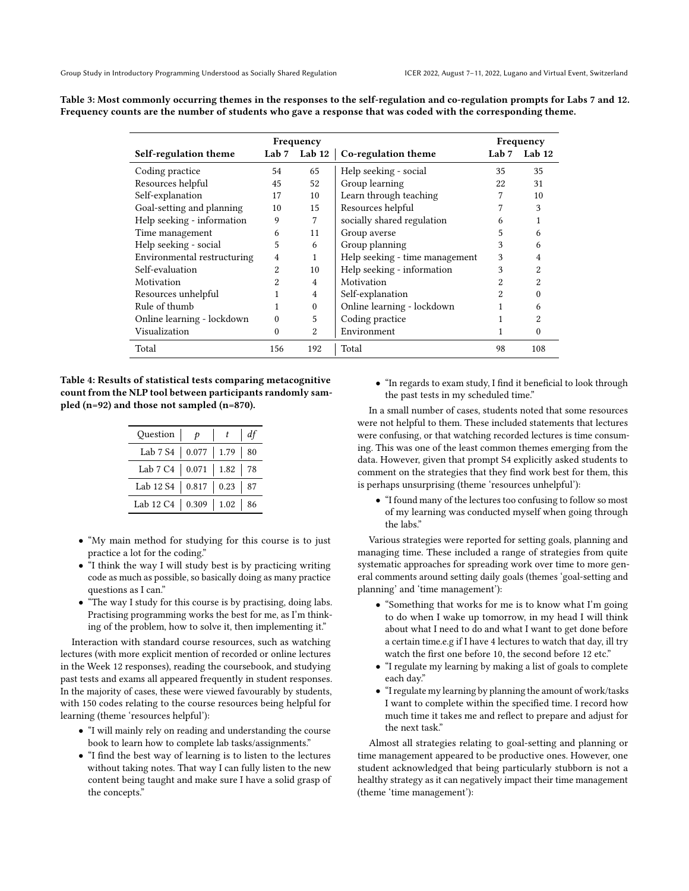**Table 3: Most commonly occurring themes in the responses to the self-regulation and co-regulation prompts for Labs 7 and 12. Frequency counts are the number of students who gave a response that was coded with the corresponding theme.**

| | Frequency | | | Frequency | |
|---|---|---|---|---|---|
| **Self-regulation theme** | **Lab 7** | **Lab 12** | **Co-regulation theme** | **Lab 7** | **Lab 12** |
| Coding practice | 54 | 65 | Help seeking - social | 35 | 35 |
| Resources helpful | 45 | 52 | Group learning | 22 | 31 |
| Self-explanation | 17 | 10 | Learn through teaching | 7 | 10 |
| Goal-setting and planning | 10 | 15 | Resources helpful | 7 | 3 |
| Help seeking - information | 9 | 7 | socially shared regulation | 6 | 1 |
| Time management | 6 | 11 | Group averse | 5 | 6 |
| Help seeking - social | 5 | 6 | Group planning | 3 | 6 |
| Environmental restructuring | 4 | 1 | Help seeking - time management | 3 | 4 |
| Self-evaluation | 2 | 10 | Help seeking - information | 3 | 2 |
| Motivation | 2 | 4 | Motivation | 2 | 2 |
| Resources unhelpful | 1 | 4 | Self-explanation | 2 | 0 |
| Rule of thumb | 1 | 0 | Online learning - lockdown | 1 | 6 |
| Online learning - lockdown | 0 | 5 | Coding practice | 1 | 2 |
| Visualization | 0 | 2 | Environment | 1 | 0 |
| Total | 156 | 192 | Total | 98 | 108 |

**Table 4: Results of statistical tests comparing metacognitive count from the NLP tool between participants randomly sampled (n=92) and those not sampled (n=870).**

| Question | $p$ | $t$ | $df$ |
|---|---|---|---|
| Lab 7 S4 | 0.077 | 1.79 | 80 |
| Lab 7 C4 | 0.071 | 1.82 | 78 |
| Lab 12 S4 | 0.817 | 0.23 | 87 |
| Lab 12 C4 | 0.309 | 1.02 | 86 |

- "My main method for studying for this course is to just practice a lot for the coding."
- "I think the way I will study best is by practicing writing code as much as possible, so basically doing as many practice questions as I can."
- "The way I study for this course is by practising, doing labs. Practising programming works the best for me, as I'm thinking of the problem, how to solve it, then implementing it."

Interaction with standard course resources, such as watching lectures (with more explicit mention of recorded or online lectures in the Week 12 responses), reading the coursebook, and studying past tests and exams all appeared frequently in student responses. In the majority of cases, these were viewed favourably by students, with 150 codes relating to the course resources being helpful for learning (theme 'resources helpful'):

- "I will mainly rely on reading and understanding the course book to learn how to complete lab tasks/assignments."
- "I find the best way of learning is to listen to the lectures without taking notes. That way I can fully listen to the new content being taught and make sure I have a solid grasp of the concepts."
- "In regards to exam study, I find it beneficial to look through the past tests in my scheduled time."

In a small number of cases, students noted that some resources were not helpful to them. These included statements that lectures were confusing, or that watching recorded lectures is time consuming. This was one of the least common themes emerging from the data. However, given that prompt S4 explicitly asked students to comment on the strategies that they find work best for them, this is perhaps unsurprising (theme 'resources unhelpful'):

- "I found many of the lectures too confusing to follow so most of my learning was conducted myself when going through the labs."

Various strategies were reported for setting goals, planning and managing time. These included a range of strategies from quite systematic approaches for spreading work over time to more general comments around setting daily goals (themes 'goal-setting and planning' and 'time management'):

- "Something that works for me is to know what I'm going to do when I wake up tomorrow, in my head I will think about what I need to do and what I want to get done before a certain time.e.g if I have 4 lectures to watch that day, ill try watch the first one before 10, the second before 12 etc."
- "I regulate my learning by making a list of goals to complete each day."
- "I regulate my learning by planning the amount of work/tasks I want to complete within the specified time. I record how much time it takes me and reflect to prepare and adjust for the next task."

Almost all strategies relating to goal-setting and planning or time management appeared to be productive ones. However, one student acknowledged that being particularly stubborn is not a healthy strategy as it can negatively impact their time management (theme 'time management'):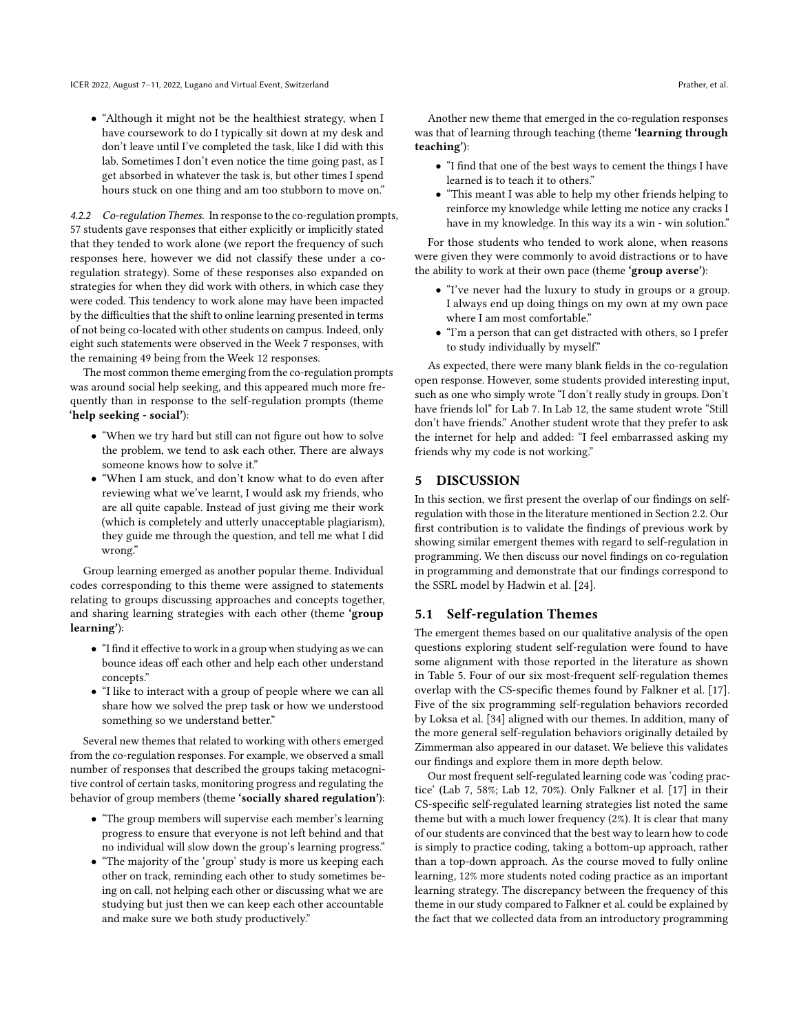- "Although it might not be the healthiest strategy, when I have coursework to do I typically sit down at my desk and don't leave until I've completed the task, like I did with this lab. Sometimes I don't even notice the time going past, as I get absorbed in whatever the task is, but other times I spend hours stuck on one thing and am too stubborn to move on."

*4.2.2 Co-regulation Themes.* In response to the co-regulation prompts, 57 students gave responses that either explicitly or implicitly stated that they tended to work alone (we report the frequency of such responses here, however we did not classify these under a co-regulation strategy). Some of these responses also expanded on strategies for when they did work with others, in which case they were coded. This tendency to work alone may have been impacted by the difficulties that the shift to online learning presented in terms of not being co-located with other students on campus. Indeed, only eight such statements were observed in the Week 7 responses, with the remaining 49 being from the Week 12 responses.

The most common theme emerging from the co-regulation prompts was around social help seeking, and this appeared much more frequently than in response to the self-regulation prompts (theme **'help seeking - social'**):

- "When we try hard but still can not figure out how to solve the problem, we tend to ask each other. There are always someone knows how to solve it."
- "When I am stuck, and don't know what to do even after reviewing what we've learnt, I would ask my friends, who are all quite capable. Instead of just giving me their work (which is completely and utterly unacceptable plagiarism), they guide me through the question, and tell me what I did wrong."

Group learning emerged as another popular theme. Individual codes corresponding to this theme were assigned to statements relating to groups discussing approaches and concepts together, and sharing learning strategies with each other (theme **'group learning'**):

- "I find it effective to work in a group when studying as we can bounce ideas off each other and help each other understand concepts."
- "I like to interact with a group of people where we can all share how we solved the prep task or how we understood something so we understand better."

Several new themes that related to working with others emerged from the co-regulation responses. For example, we observed a small number of responses that described the groups taking metacognitive control of certain tasks, monitoring progress and regulating the behavior of group members (theme **'socially shared regulation'**):

- "The group members will supervise each member's learning progress to ensure that everyone is not left behind and that no individual will slow down the group's learning progress."
- "The majority of the 'group' study is more us keeping each other on track, reminding each other to study sometimes being on call, not helping each other or discussing what we are studying but just then we can keep each other accountable and make sure we both study productively."

Another new theme that emerged in the co-regulation responses was that of learning through teaching (theme **'learning through teaching'**):

- "I find that one of the best ways to cement the things I have learned is to teach it to others."
- "This meant I was able to help my other friends helping to reinforce my knowledge while letting me notice any cracks I have in my knowledge. In this way its a win - win solution."

For those students who tended to work alone, when reasons were given they were commonly to avoid distractions or to have the ability to work at their own pace (theme **'group averse'**):

- "I've never had the luxury to study in groups or a group. I always end up doing things on my own at my own pace where I am most comfortable."
- "I'm a person that can get distracted with others, so I prefer to study individually by myself."

As expected, there were many blank fields in the co-regulation open response. However, some students provided interesting input, such as one who simply wrote "I don't really study in groups. Don't have friends lol" for Lab 7. In Lab 12, the same student wrote "Still don't have friends." Another student wrote that they prefer to ask the internet for help and added: "I feel embarrassed asking my friends why my code is not working."

# 5 DISCUSSION

In this section, we first present the overlap of our findings on self-regulation with those in the literature mentioned in Section 2.2. Our first contribution is to validate the findings of previous work by showing similar emergent themes with regard to self-regulation in programming. We then discuss our novel findings on co-regulation in programming and demonstrate that our findings correspond to the SSRL model by Hadwin et al. [24].

## 5.1 Self-regulation Themes

The emergent themes based on our qualitative analysis of the open questions exploring student self-regulation were found to have some alignment with those reported in the literature as shown in Table 5. Four of our six most-frequent self-regulation themes overlap with the CS-specific themes found by Falkner et al. [17]. Five of the six programming self-regulation behaviors recorded by Loksa et al. [34] aligned with our themes. In addition, many of the more general self-regulation behaviors originally detailed by Zimmerman also appeared in our dataset. We believe this validates our findings and explore them in more depth below.

Our most frequent self-regulated learning code was 'coding practice' (Lab 7, 58%; Lab 12, 70%). Only Falkner et al. [17] in their CS-specific self-regulated learning strategies list noted the same theme but with a much lower frequency (2%). It is clear that many of our students are convinced that the best way to learn how to code is simply to practice coding, taking a bottom-up approach, rather than a top-down approach. As the course moved to fully online learning, 12% more students noted coding practice as an important learning strategy. The discrepancy between the frequency of this theme in our study compared to Falkner et al. could be explained by the fact that we collected data from an introductory programming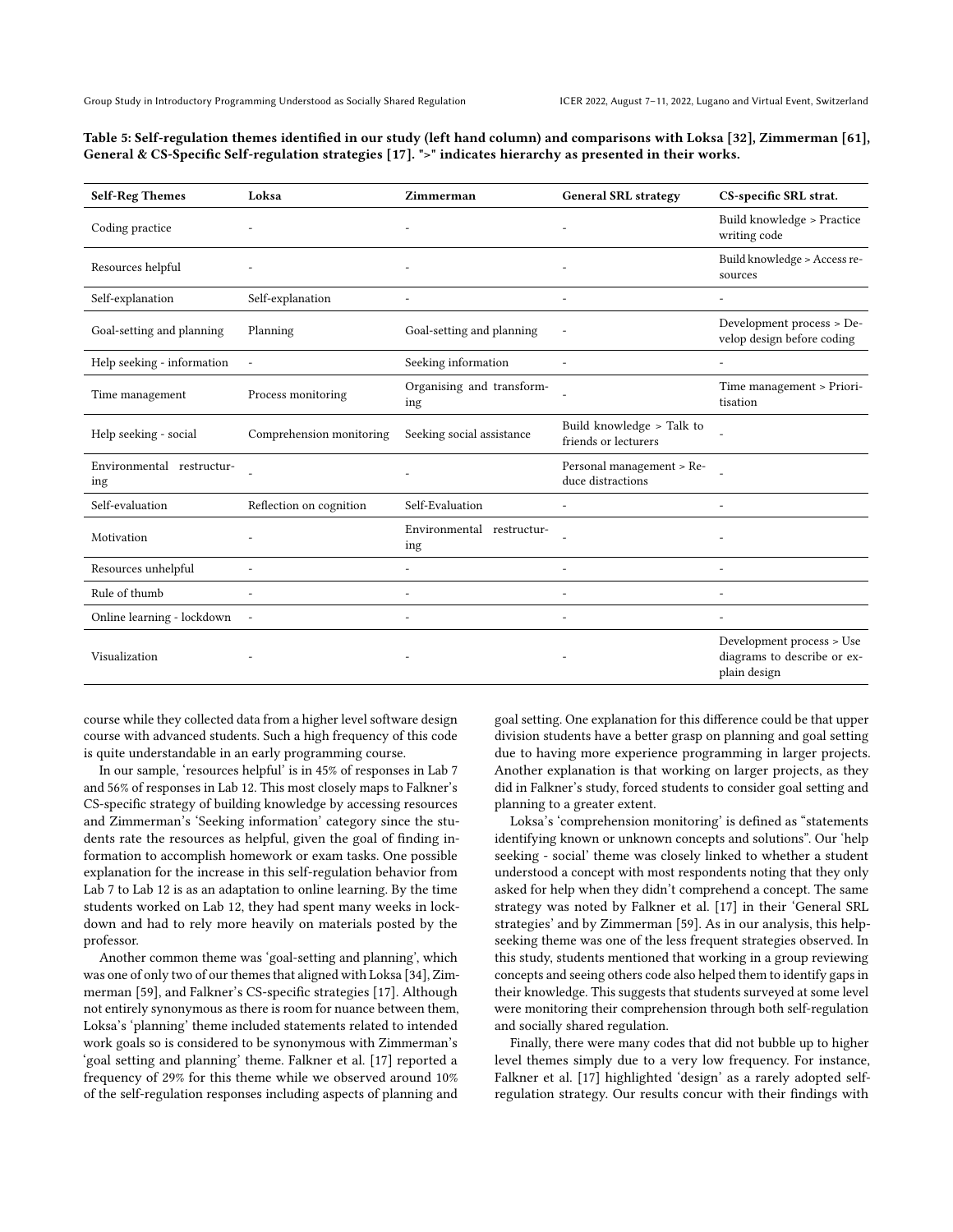Table 5: Self-regulation themes identified in our study (left hand column) and comparisons with Loksa [32], Zimmerman [61], General & CS-Specific Self-regulation strategies [17]. ">" indicates hierarchy as presented in their works.

| Self-Reg Themes | Loksa | Zimmerman | General SRL strategy | CS-specific SRL strat. |
|---|---|---|---|---|
| Coding practice | - | - | - | Build knowledge > Practice writing code |
| Resources helpful | - | - | - | Build knowledge > Access resources |
| Self-explanation | Self-explanation | - | - | - |
| Goal-setting and planning | Planning | Goal-setting and planning | - | Development process > Develop design before coding |
| Help seeking - information | - | Seeking information | - | - |
| Time management | Process monitoring | Organising and transforming | - | Time management > Prioritisation |
| Help seeking - social | Comprehension monitoring | Seeking social assistance | Build knowledge > Talk to friends or lecturers | - |
| Environmental restructuring | - | - | Personal management > Reduce distractions | - |
| Self-evaluation | Reflection on cognition | Self-Evaluation | - | - |
| Motivation | - | Environmental restructuring | - | - |
| Resources unhelpful | - | - | - | - |
| Rule of thumb | - | - | - | - |
| Online learning - lockdown | - | - | - | - |
| Visualization | - | - | - | Development process > Use diagrams to describe or explain design |

course while they collected data from a higher level software design course with advanced students. Such a high frequency of this code is quite understandable in an early programming course.

In our sample, 'resources helpful' is in 45% of responses in Lab 7 and 56% of responses in Lab 12. This most closely maps to Falkner's CS-specific strategy of building knowledge by accessing resources and Zimmerman's 'Seeking information' category since the students rate the resources as helpful, given the goal of finding information to accomplish homework or exam tasks. One possible explanation for the increase in this self-regulation behavior from Lab 7 to Lab 12 is as an adaptation to online learning. By the time students worked on Lab 12, they had spent many weeks in lockdown and had to rely more heavily on materials posted by the professor.

Another common theme was 'goal-setting and planning', which was one of only two of our themes that aligned with Loksa [34], Zimmerman [59], and Falkner's CS-specific strategies [17]. Although not entirely synonymous as there is room for nuance between them, Loksa's 'planning' theme included statements related to intended work goals so is considered to be synonymous with Zimmerman's 'goal setting and planning' theme. Falkner et al. [17] reported a frequency of 29% for this theme while we observed around 10% of the self-regulation responses including aspects of planning and goal setting. One explanation for this difference could be that upper division students have a better grasp on planning and goal setting due to having more experience programming in larger projects. Another explanation is that working on larger projects, as they did in Falkner's study, forced students to consider goal setting and planning to a greater extent.

Loksa's 'comprehension monitoring' is defined as "statements identifying known or unknown concepts and solutions". Our 'help seeking - social' theme was closely linked to whether a student understood a concept with most respondents noting that they only asked for help when they didn't comprehend a concept. The same strategy was noted by Falkner et al. [17] in their 'General SRL strategies' and by Zimmerman [59]. As in our analysis, this help-seeking theme was one of the less frequent strategies observed. In this study, students mentioned that working in a group reviewing concepts and seeing others code also helped them to identify gaps in their knowledge. This suggests that students surveyed at some level were monitoring their comprehension through both self-regulation and socially shared regulation.

Finally, there were many codes that did not bubble up to higher level themes simply due to a very low frequency. For instance, Falkner et al. [17] highlighted 'design' as a rarely adopted self-regulation strategy. Our results concur with their findings with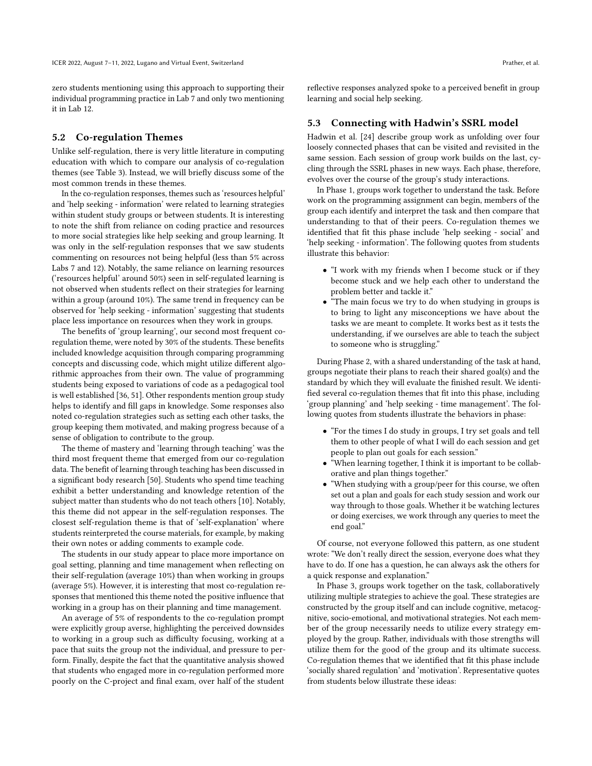zero students mentioning using this approach to supporting their individual programming practice in Lab 7 and only two mentioning it in Lab 12.

### 5.2 Co-regulation Themes

Unlike self-regulation, there is very little literature in computing education with which to compare our analysis of co-regulation themes (see Table 3). Instead, we will briefly discuss some of the most common trends in these themes.

In the co-regulation responses, themes such as 'resources helpful' and 'help seeking - information' were related to learning strategies within student study groups or between students. It is interesting to note the shift from reliance on coding practice and resources to more social strategies like help seeking and group learning. It was only in the self-regulation responses that we saw students commenting on resources not being helpful (less than 5% across Labs 7 and 12). Notably, the same reliance on learning resources ('resources helpful' around 50%) seen in self-regulated learning is not observed when students reflect on their strategies for learning within a group (around 10%). The same trend in frequency can be observed for 'help seeking - information' suggesting that students place less importance on resources when they work in groups.

The benefits of 'group learning', our second most frequent co-regulation theme, were noted by 30% of the students. These benefits included knowledge acquisition through comparing programming concepts and discussing code, which might utilize different algorithmic approaches from their own. The value of programming students being exposed to variations of code as a pedagogical tool is well established [36, 51]. Other respondents mention group study helps to identify and fill gaps in knowledge. Some responses also noted co-regulation strategies such as setting each other tasks, the group keeping them motivated, and making progress because of a sense of obligation to contribute to the group.

The theme of mastery and 'learning through teaching' was the third most frequent theme that emerged from our co-regulation data. The benefit of learning through teaching has been discussed in a significant body research [50]. Students who spend time teaching exhibit a better understanding and knowledge retention of the subject matter than students who do not teach others [10]. Notably, this theme did not appear in the self-regulation responses. The closest self-regulation theme is that of 'self-explanation' where students reinterpreted the course materials, for example, by making their own notes or adding comments to example code.

The students in our study appear to place more importance on goal setting, planning and time management when reflecting on their self-regulation (average 10%) than when working in groups (average 5%). However, it is interesting that most co-regulation responses that mentioned this theme noted the positive influence that working in a group has on their planning and time management.

An average of 5% of respondents to the co-regulation prompt were explicitly group averse, highlighting the perceived downsides to working in a group such as difficulty focusing, working at a pace that suits the group not the individual, and pressure to perform. Finally, despite the fact that the quantitative analysis showed that students who engaged more in co-regulation performed more poorly on the C-project and final exam, over half of the student reflective responses analyzed spoke to a perceived benefit in group learning and social help seeking.

### 5.3 Connecting with Hadwin's SSRL model

Hadwin et al. [24] describe group work as unfolding over four loosely connected phases that can be visited and revisited in the same session. Each session of group work builds on the last, cycling through the SSRL phases in new ways. Each phase, therefore, evolves over the course of the group's study interactions.

In Phase 1, groups work together to understand the task. Before work on the programming assignment can begin, members of the group each identify and interpret the task and then compare that understanding to that of their peers. Co-regulation themes we identified that fit this phase include 'help seeking - social' and 'help seeking - information'. The following quotes from students illustrate this behavior:

- "I work with my friends when I become stuck or if they become stuck and we help each other to understand the problem better and tackle it."
- "The main focus we try to do when studying in groups is to bring to light any misconceptions we have about the tasks we are meant to complete. It works best as it tests the understanding, if we ourselves are able to teach the subject to someone who is struggling."

During Phase 2, with a shared understanding of the task at hand, groups negotiate their plans to reach their shared goal(s) and the standard by which they will evaluate the finished result. We identified several co-regulation themes that fit into this phase, including 'group planning' and 'help seeking - time management'. The following quotes from students illustrate the behaviors in phase:

- "For the times I do study in groups, I try set goals and tell them to other people of what I will do each session and get people to plan out goals for each session."
- "When learning together, I think it is important to be collaborative and plan things together."
- "When studying with a group/peer for this course, we often set out a plan and goals for each study session and work our way through to those goals. Whether it be watching lectures or doing exercises, we work through any queries to meet the end goal."

Of course, not everyone followed this pattern, as one student wrote: "We don't really direct the session, everyone does what they have to do. If one has a question, he can always ask the others for a quick response and explanation."

In Phase 3, groups work together on the task, collaboratively utilizing multiple strategies to achieve the goal. These strategies are constructed by the group itself and can include cognitive, metacognitive, socio-emotional, and motivational strategies. Not each member of the group necessarily needs to utilize every strategy employed by the group. Rather, individuals with those strengths will utilize them for the good of the group and its ultimate success. Co-regulation themes that we identified that fit this phase include 'socially shared regulation' and 'motivation'. Representative quotes from students below illustrate these ideas: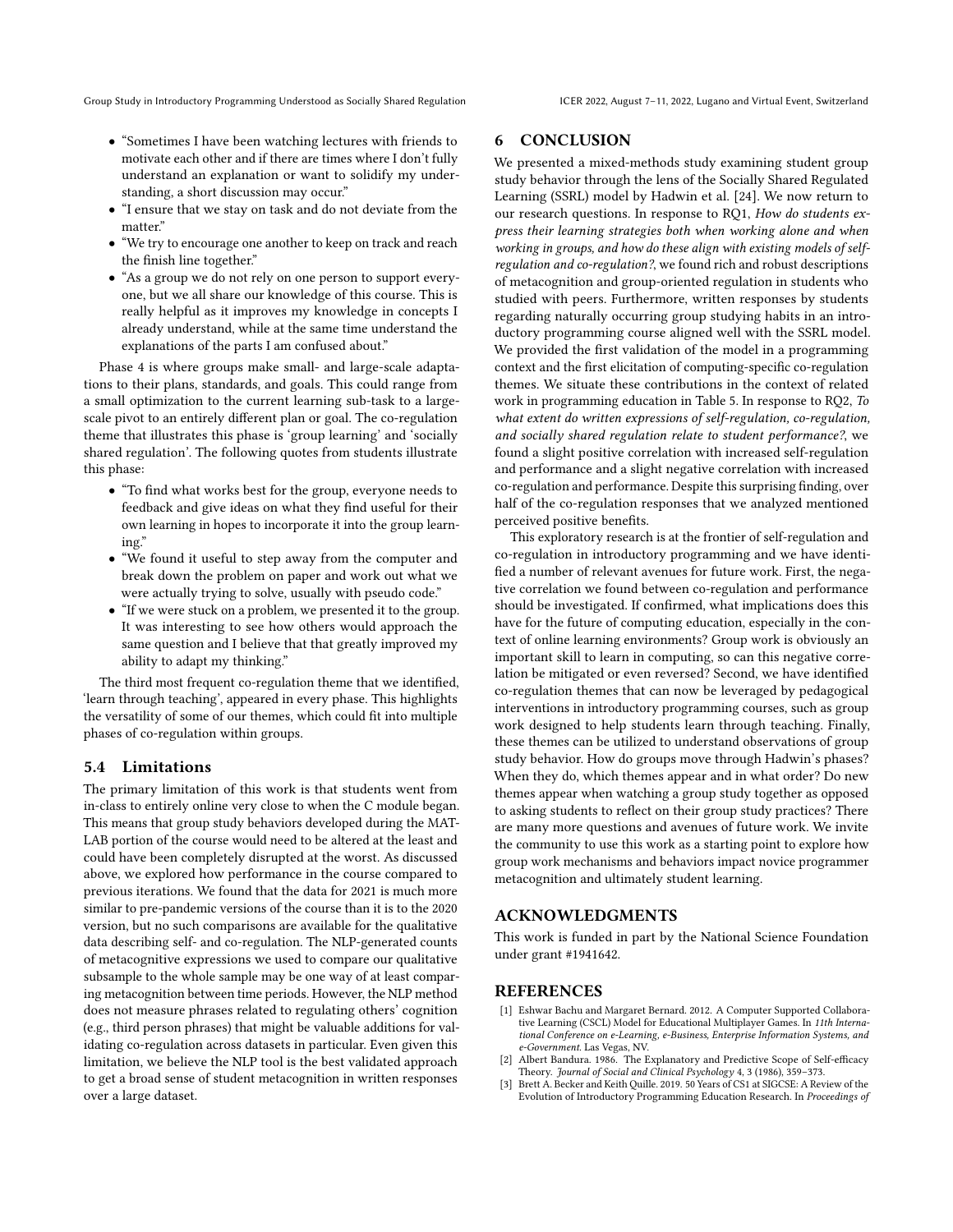- "Sometimes I have been watching lectures with friends to motivate each other and if there are times where I don't fully understand an explanation or want to solidify my understanding, a short discussion may occur."
- "I ensure that we stay on task and do not deviate from the matter."
- "We try to encourage one another to keep on track and reach the finish line together."
- "As a group we do not rely on one person to support everyone, but we all share our knowledge of this course. This is really helpful as it improves my knowledge in concepts I already understand, while at the same time understand the explanations of the parts I am confused about."

Phase 4 is where groups make small- and large-scale adaptations to their plans, standards, and goals. This could range from a small optimization to the current learning sub-task to a large-scale pivot to an entirely different plan or goal. The co-regulation theme that illustrates this phase is 'group learning' and 'socially shared regulation'. The following quotes from students illustrate this phase:

- "To find what works best for the group, everyone needs to feedback and give ideas on what they find useful for their own learning in hopes to incorporate it into the group learning."
- "We found it useful to step away from the computer and break down the problem on paper and work out what we were actually trying to solve, usually with pseudo code."
- "If we were stuck on a problem, we presented it to the group. It was interesting to see how others would approach the same question and I believe that that greatly improved my ability to adapt my thinking."

The third most frequent co-regulation theme that we identified, 'learn through teaching', appeared in every phase. This highlights the versatility of some of our themes, which could fit into multiple phases of co-regulation within groups.

### 5.4 Limitations

The primary limitation of this work is that students went from in-class to entirely online very close to when the C module began. This means that group study behaviors developed during the MATLAB portion of the course would need to be altered at the least and could have been completely disrupted at the worst. As discussed above, we explored how performance in the course compared to previous iterations. We found that the data for 2021 is much more similar to pre-pandemic versions of the course than it is to the 2020 version, but no such comparisons are available for the qualitative data describing self- and co-regulation. The NLP-generated counts of metacognitive expressions we used to compare our qualitative subsample to the whole sample may be one way of at least comparing metacognition between time periods. However, the NLP method does not measure phrases related to regulating others' cognition (e.g., third person phrases) that might be valuable additions for validating co-regulation across datasets in particular. Even given this limitation, we believe the NLP tool is the best validated approach to get a broad sense of student metacognition in written responses over a large dataset.

## 6 CONCLUSION

We presented a mixed-methods study examining student group study behavior through the lens of the Socially Shared Regulated Learning (SSRL) model by Hadwin et al. [24]. We now return to our research questions. In response to RQ1, *How do students express their learning strategies both when working alone and when working in groups, and how do these align with existing models of self-regulation and co-regulation?*, we found rich and robust descriptions of metacognition and group-oriented regulation in students who studied with peers. Furthermore, written responses by students regarding naturally occurring group studying habits in an introductory programming course aligned well with the SSRL model. We provided the first validation of the model in a programming context and the first elicitation of computing-specific co-regulation themes. We situate these contributions in the context of related work in programming education in Table 5. In response to RQ2, *To what extent do written expressions of self-regulation, co-regulation, and socially shared regulation relate to student performance?*, we found a slight positive correlation with increased self-regulation and performance and a slight negative correlation with increased co-regulation and performance. Despite this surprising finding, over half of the co-regulation responses that we analyzed mentioned perceived positive benefits.

This exploratory research is at the frontier of self-regulation and co-regulation in introductory programming and we have identified a number of relevant avenues for future work. First, the negative correlation we found between co-regulation and performance should be investigated. If confirmed, what implications does this have for the future of computing education, especially in the context of online learning environments? Group work is obviously an important skill to learn in computing, so can this negative correlation be mitigated or even reversed? Second, we have identified co-regulation themes that can now be leveraged by pedagogical interventions in introductory programming courses, such as group work designed to help students learn through teaching. Finally, these themes can be utilized to understand observations of group study behavior. How do groups move through Hadwin's phases? When they do, which themes appear and in what order? Do new themes appear when watching a group study together as opposed to asking students to reflect on their group study practices? There are many more questions and avenues of future work. We invite the community to use this work as a starting point to explore how group work mechanisms and behaviors impact novice programmer metacognition and ultimately student learning.

## ACKNOWLEDGMENTS

This work is funded in part by the National Science Foundation under grant #1941642.

## REFERENCES

[1] Eshwar Bachu and Margaret Bernard. 2012. A Computer Supported Collaborative Learning (CSCL) Model for Educational Multiplayer Games. In *11th International Conference on e-Learning, e-Business, Enterprise Information Systems, and e-Government*. Las Vegas, NV.

[2] Albert Bandura. 1986. The Explanatory and Predictive Scope of Self-efficacy Theory. *Journal of Social and Clinical Psychology* 4, 3 (1986), 359–373.

[3] Brett A. Becker and Keith Quille. 2019. 50 Years of CS1 at SIGCSE: A Review of the Evolution of Introductory Programming Education Research. In *Proceedings of*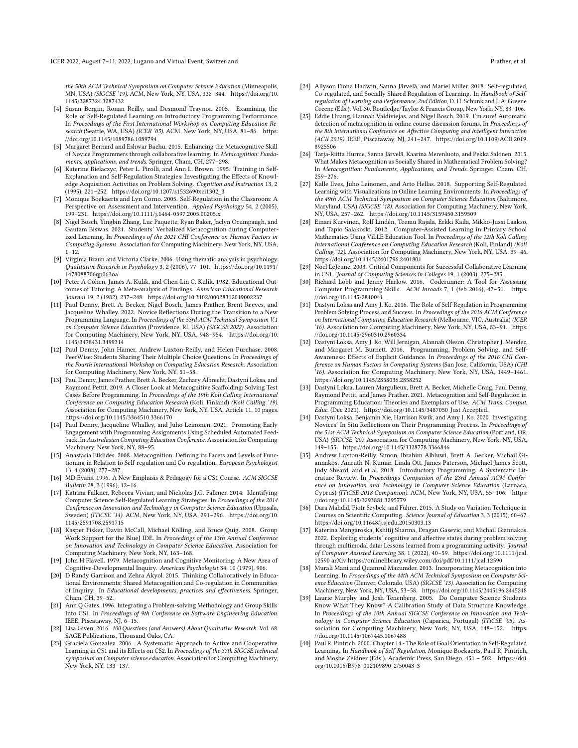the 50th ACM Technical Symposium on Computer Science Education (Minneapolis, MN, USA) *(SIGCSE '19)*. ACM, New York, NY, USA, 338–344. https://doi.org/10.1145/3287324.3287432

[4] Susan Bergin, Ronan Reilly, and Desmond Traynor. 2005. Examining the Role of Self-Regulated Learning on Introductory Programming Performance. In *Proceedings of the First International Workshop on Computing Education Research* (Seattle, WA, USA) *(ICER '05)*. ACM, New York, NY, USA, 81–86. https://doi.org/10.1145/1089786.1089794

[5] Margaret Bernard and Eshwar Bachu. 2015. Enhancing the Metacognitive Skill of Novice Programmers through collaborative learning. In *Metacognition: Fundaments, applications, and trends*. Springer, Cham, CH, 277–298.

[6] Katerine Bielaczyc, Peter L. Pirolli, and Ann L. Brown. 1995. Training in Self-Explanation and Self-Regulation Strategies: Investigating the Effects of Knowledge Acquisition Activities on Problem Solving. *Cognition and Instruction* 13, 2 (1995), 221–252. https://doi.org/10.1207/s1532690xci1302_3

[7] Monique Boekaerts and Lyn Corno. 2005. Self-Regulation in the Classroom: A Perspective on Assessment and Intervention. *Applied Psychology* 54, 2 (2005), 199–231. https://doi.org/10.1111/j.1464-0597.2005.00205.x

[8] Nigel Bosch, Yingbin Zhang, Luc Paquette, Ryan Baker, Jaclyn Ocumpaugh, and Gautam Biswas. 2021. Students' Verbalized Metacognition during Computerized Learning. In *Proceedings of the 2021 CHI Conference on Human Factors in Computing Systems*. Association for Computing Machinery, New York, NY, USA, 1–12.

[9] Virginia Braun and Victoria Clarke. 2006. Using thematic analysis in psychology. *Qualitative Research in Psychology* 3, 2 (2006), 77–101. https://doi.org/10.1191/1478088706qp063oa

[10] Peter A Cohen, James A. Kulik, and Chen-Lin C. Kulik. 1982. Educational Outcomes of Tutoring: A Meta-analysis of Findings. *American Educational Research Journal* 19, 2 (1982), 237–248. https://doi.org/10.3102/00028312019002237

[11] Paul Denny, Brett A. Becker, Nigel Bosch, James Prather, Brent Reeves, and Jacqueline Whalley. 2022. Novice Reflections During the Transition to a New Programming Language. In *Proceedings of the 53rd ACM Technical Symposium V.1 on Computer Science Education* (Providence, RI, USA) *(SIGCSE 2022)*. Association for Computing Machinery, New York, NY, USA, 948–954. https://doi.org/10.1145/3478431.3499314

[12] Paul Denny, John Hamer, Andrew Luxton-Reilly, and Helen Purchase. 2008. PeerWise: Students Sharing Their Multiple Choice Questions. In *Proceedings of the Fourth International Workshop on Computing Education Research*. Association for Computing Machinery, New York, NY, 51–58.

[13] Paul Denny, James Prather, Brett A. Becker, Zachary Albrecht, Dastyni Loksa, and Raymond Pettit. 2019. A Closer Look at Metacognitive Scaffolding: Solving Test Cases Before Programming. In *Proceedings of the 19th Koli Calling International Conference on Computing Education Research* (Koli, Finland) *(Koli Calling '19)*. Association for Computing Machinery, New York, NY, USA, Article 11, 10 pages. https://doi.org/10.1145/3364510.3366170

[14] Paul Denny, Jacqueline Whalley, and Juho Leinonen. 2021. Promoting Early Engagement with Programming Assignments Using Scheduled Automated Feedback. In *Australasian Computing Education Conference*. Association for Computing Machinery, New York, NY, 88–95.

[15] Anastasia Efklides. 2008. Metacognition: Defining its Facets and Levels of Functioning in Relation to Self-regulation and Co-regulation. *European Psychologist* 13, 4 (2008), 277–287.

[16] MD Evans. 1996. A New Emphasis & Pedagogy for a CS1 Course. *ACM SIGCSE Bulletin* 28, 3 (1996), 12–16.

[17] Katrina Falkner, Rebecca Vivian, and Nickolas J.G. Falkner. 2014. Identifying Computer Science Self-Regulated Learning Strategies. In *Proceedings of the 2014 Conference on Innovation and Technology in Computer Science Education* (Uppsala, Sweden) *(ITiCSE '14)*. ACM, New York, NY, USA, 291–296. https://doi.org/10.1145/2591708.2591715

[18] Kasper Fisker, Davin McCall, Michael Kölling, and Bruce Quig. 2008. Group Work Support for the BlueJ IDE. In *Proceedings of the 13th Annual Conference on Innovation and Technology in Computer Science Education*. Association for Computing Machinery, New York, NY, 163–168.

[19] John H Flavell. 1979. Metacognition and Cognitive Monitoring: A New Area of Cognitive-Developmental Inquiry. *American Psychologist* 34, 10 (1979), 906.

[20] D Randy Garrison and Zehra Akyol. 2015. Thinking Collaboratively in Educational Environments: Shared Metacognition and Co-regulation in Communities of Inquiry. In *Educational developments, practices and effectiveness*. Springer, Cham, CH, 39–52.

[21] Ann Q Gates. 1996. Integrating a Problem-solving Methodology and Group Skills Into CS1. In *Proceedings of 9th Conference on Software Engineering Education*. IEEE, Piscataway, NJ, 6–15.

[22] Lisa Given. 2016. *100 Questions (and Answers) About Qualitative Research*. Vol. 68. SAGE Publications, Thousand Oaks, CA.

[23] Graciela Gonzalez. 2006. A Systematic Approach to Active and Cooperative Learning in CS1 and its Effects on CS2. In *Proceedings of the 37th SIGCSE technical symposium on Computer science education*. Association for Computing Machinery, New York, NY, 133–137.

[24] Allyson Fiona Hadwin, Sanna Järvelä, and Mariel Miller. 2018. Self-regulated, Co-regulated, and Socially Shared Regulation of Learning. In *Handbook of Self-regulation of Learning and Performance, 2nd Edition*, D. H. Schunk and J. A. Greene Greene (Eds.). Vol. 30. Routledge/Taylor & Francis Group, New York, NY, 83–106.

[25] Eddie Huang, Hannah Valdiviejas, and Nigel Bosch. 2019. I'm sure! Automatic detection of metacognition in online course discussion forums. In *Proceedings of the 8th International Conference on Affective Computing and Intelligent Interaction (ACII 2019)*. IEEE, Piscataway, NJ, 241–247. https://doi.org/10.1109/ACII.2019.8925506

[26] Tarja-Riitta Hurme, Sanna Järvelä, Kaarina Merenluoto, and Pekka Salonen. 2015. What Makes Metacognition as Socially Shared in Mathematical Problem Solving? In *Metacognition: Fundaments, Applications, and Trends*. Springer, Cham, CH, 259–276.

[27] Kalle Ilves, Juho Leinonen, and Arto Hellas. 2018. Supporting Self-Regulated Learning with Visualizations in Online Learning Environments. In *Proceedings of the 49th ACM Technical Symposium on Computer Science Education* (Baltimore, Maryland, USA) *(SIGCSE '18)*. Association for Computing Machinery, New York, NY, USA, 257–262. https://doi.org/10.1145/3159450.3159509

[28] Einari Kurvinen, Rolf Lindén, Teemu Rajala, Erkki Kaila, Mikko-Jussi Laakso, and Tapio Salakoski. 2012. Computer-Assisted Learning in Primary School Mathematics Using ViLLE Education Tool. In *Proceedings of the 12th Koli Calling International Conference on Computing Education Research* (Koli, Finland) *(Koli Calling '12)*. Association for Computing Machinery, New York, NY, USA, 39–46. https://doi.org/10.1145/2401796.2401801

[29] Noel LeJeune. 2003. Critical Components for Successful Collaborative Learning in CS1. *Journal of Computing Sciences in Colleges* 19, 1 (2003), 275–285.

[30] Richard Lobb and Jenny Harlow. 2016. Coderunner: A Tool for Assessing Computer Programming Skills. *ACM Inroads* 7, 1 (feb 2016), 47–51. https://doi.org/10.1145/2810041

[31] Dastyni Loksa and Amy J. Ko. 2016. The Role of Self-Regulation in Programming Problem Solving Process and Success. In *Proceedings of the 2016 ACM Conference on International Computing Education Research* (Melbourne, VIC, Australia) *(ICER '16)*. Association for Computing Machinery, New York, NY, USA, 83–91. https://doi.org/10.1145/2960310.2960334

[32] Dastyni Loksa, Amy J. Ko, Will Jernigan, Alannah Oleson, Christopher J. Mendez, and Margaret M. Burnett. 2016. Programming, Problem Solving, and Self-Awareness: Effects of Explicit Guidance. In *Proceedings of the 2016 CHI Conference on Human Factors in Computing Systems* (San Jose, California, USA) *(CHI '16)*. Association for Computing Machinery, New York, NY, USA, 1449–1461. https://doi.org/10.1145/2858036.2858252

[33] Dastyni Loksa, Lauren Margulieux, Brett A. Becker, Michelle Craig, Paul Denny, Raymond Pettit, and James Prather. 2021. Metacognition and Self-Regulation in Programming Education: Theories and Exemplars of Use. *ACM Trans. Comput. Educ.* (Dec 2021). https://doi.org/10.1145/3487050 Just Accepted.

[34] Dastyni Loksa, Benjamin Xie, Harrison Kwik, and Amy J. Ko. 2020. Investigating Novices' In Situ Reflections on Their Programming Process. In *Proceedings of the 51st ACM Technical Symposium on Computer Science Education* (Portland, OR, USA) *(SIGCSE '20)*. Association for Computing Machinery, New York, NY, USA, 149–155. https://doi.org/10.1145/3328778.3366846

[35] Andrew Luxton-Reilly, Simon, Ibrahim Albluwi, Brett A. Becker, Michail Giannakos, Amruth N. Kumar, Linda Ott, James Paterson, Michael James Scott, Judy Sheard, and et al. 2018. Introductory Programming: A Systematic Literature Review. In *Proceedings Companion of the 23rd Annual ACM Conference on Innovation and Technology in Computer Science Education* (Larnaca, Cyprus) *(ITiCSE 2018 Companion)*. ACM, New York, NY, USA, 55–106. https://doi.org/10.1145/3293881.3295779

[36] Dara Mahdid, Piotr Szybek, and Führer. 2015. A Study on Variation Technique in Courses on Scientific Computing. *Science Journal of Education* 3, 3 (2015), 60–67. https://doi.org/10.11648/j.sjedu.20150303.13

[37] Katerina Mangaroska, Kshitij Sharma, Dragan Gasevic, and Michail Giannakos. 2022. Exploring students' cognitive and affective states during problem solving through multimodal data: Lessons learned from a programming activity. *Journal of Computer Assisted Learning* 38, 1 (2022), 40–59. https://doi.org/10.1111/jcal.12590 arXiv:https://onlinelibrary.wiley.com/doi/pdf/10.1111/jcal.12590

[38] Murali Mani and Quamrul Mazumder. 2013. Incorporating Metacognition into Learning. In *Proceedings of the 44th ACM Technical Symposium on Computer Science Education* (Denver, Colorado, USA) *(SIGCSE '13)*. Association for Computing Machinery, New York, NY, USA, 53–58. https://doi.org/10.1145/2445196.2445218

[39] Laurie Murphy and Josh Tenenberg. 2005. Do Computer Science Students Know What They Know? A Calibration Study of Data Structure Knowledge. In *Proceedings of the 10th Annual SIGCSE Conference on Innovation and Technology in Computer Science Education* (Caparica, Portugal) *(ITiCSE '05)*. Association for Computing Machinery, New York, NY, USA, 148–152. https://doi.org/10.1145/1067445.1067488

[40] Paul R. Pintrich. 2000. Chapter 14 - The Role of Goal Orientation in Self-Regulated Learning. In *Handbook of Self-Regulation*, Monique Boekaerts, Paul R. Pintrich, and Moshe Zeidner (Eds.). Academic Press, San Diego, 451 – 502. https://doi.org/10.1016/B978-012109890-2/50043-3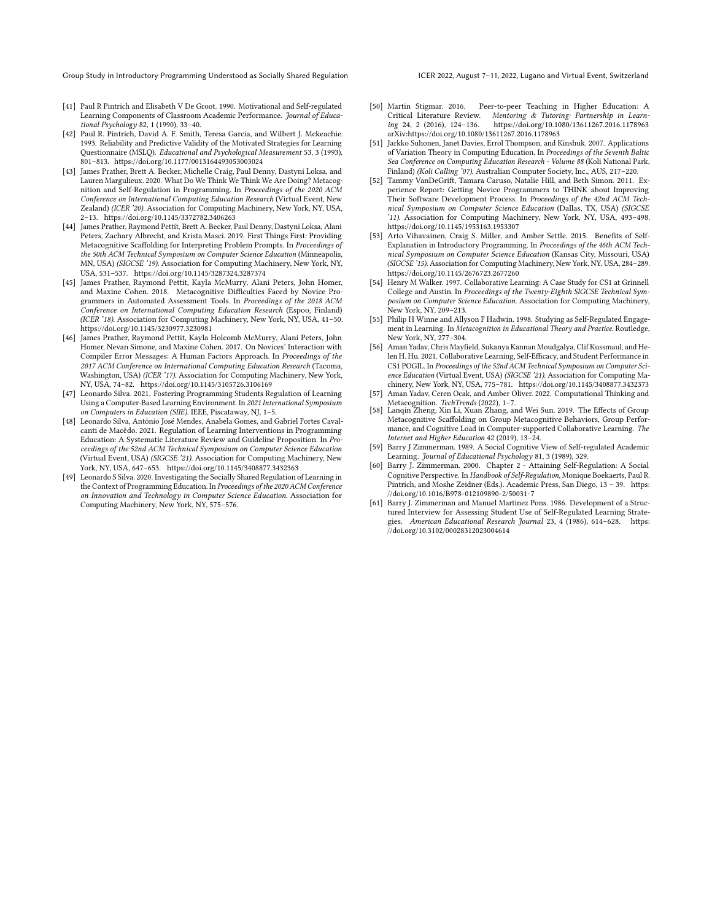[41] Paul R Pintrich and Elisabeth V De Groot. 1990. Motivational and Self-regulated Learning Components of Classroom Academic Performance. *Journal of Educational Psychology* 82, 1 (1990), 33–40.

[42] Paul R. Pintrich, David A. F. Smith, Teresa Garcia, and Wilbert J. Mckeachie. 1993. Reliability and Predictive Validity of the Motivated Strategies for Learning Questionnaire (MSLQ). *Educational and Psychological Measurement* 53, 3 (1993), 801–813. https://doi.org/10.1177/0013164493053003024

[43] James Prather, Brett A. Becker, Michelle Craig, Paul Denny, Dastyni Loksa, and Lauren Margulieux. 2020. What Do We Think We Think We Are Doing? Metacognition and Self-Regulation in Programming. In *Proceedings of the 2020 ACM Conference on International Computing Education Research* (Virtual Event, New Zealand) *(ICER '20)*. Association for Computing Machinery, New York, NY, USA, 2–13. https://doi.org/10.1145/3372782.3406263

[44] James Prather, Raymond Pettit, Brett A. Becker, Paul Denny, Dastyni Loksa, Alani Peters, Zachary Albrecht, and Krista Masci. 2019. First Things First: Providing Metacognitive Scaffolding for Interpreting Problem Prompts. In *Proceedings of the 50th ACM Technical Symposium on Computer Science Education* (Minneapolis, MN, USA) *(SIGCSE '19)*. Association for Computing Machinery, New York, NY, USA, 531–537. https://doi.org/10.1145/3287324.3287374

[45] James Prather, Raymond Pettit, Kayla McMurry, Alani Peters, John Homer, and Maxine Cohen. 2018. Metacognitive Difficulties Faced by Novice Programmers in Automated Assessment Tools. In *Proceedings of the 2018 ACM Conference on International Computing Education Research* (Espoo, Finland) *(ICER '18)*. Association for Computing Machinery, New York, NY, USA, 41–50. https://doi.org/10.1145/3230977.3230981

[46] James Prather, Raymond Pettit, Kayla Holcomb McMurry, Alani Peters, John Homer, Nevan Simone, and Maxine Cohen. 2017. On Novices' Interaction with Compiler Error Messages: A Human Factors Approach. In *Proceedings of the 2017 ACM Conference on International Computing Education Research* (Tacoma, Washington, USA) *(ICER '17)*. Association for Computing Machinery, New York, NY, USA, 74–82. https://doi.org/10.1145/3105726.3106169

[47] Leonardo Silva. 2021. Fostering Programming Students Regulation of Learning Using a Computer-Based Learning Environment. In *2021 International Symposium on Computers in Education (SIIE)*. IEEE, Piscataway, NJ, 1–5.

[48] Leonardo Silva, António José Mendes, Anabela Gomes, and Gabriel Fortes Cavalcanti de Macêdo. 2021. Regulation of Learning Interventions in Programming Education: A Systematic Literature Review and Guideline Proposition. In *Proceedings of the 52nd ACM Technical Symposium on Computer Science Education* (Virtual Event, USA) *(SIGCSE '21)*. Association for Computing Machinery, New York, NY, USA, 647–653. https://doi.org/10.1145/3408877.3432363

[49] Leonardo S Silva. 2020. Investigating the Socially Shared Regulation of Learning in the Context of Programming Education. In *Proceedings of the 2020 ACM Conference on Innovation and Technology in Computer Science Education*. Association for Computing Machinery, New York, NY, 575–576.

[50] Martin Stigmar. 2016. Peer-to-peer Teaching in Higher Education: A Critical Literature Review. *Mentoring & Tutoring: Partnership in Learning* 24, 2 (2016), 124–136. https://doi.org/10.1080/13611267.2016.1178963 arXiv:https://doi.org/10.1080/13611267.2016.1178963

[51] Jarkko Suhonen, Janet Davies, Errol Thompson, and Kinshuk. 2007. Applications of Variation Theory in Computing Education. In *Proceedings of the Seventh Baltic Sea Conference on Computing Education Research - Volume 88* (Koli National Park, Finland) *(Koli Calling '07)*. Australian Computer Society, Inc., AUS, 217–220.

[52] Tammy VanDeGrift, Tamara Caruso, Natalie Hill, and Beth Simon. 2011. Experience Report: Getting Novice Programmers to THINK about Improving Their Software Development Process. In *Proceedings of the 42nd ACM Technical Symposium on Computer Science Education* (Dallas, TX, USA) *(SIGCSE '11)*. Association for Computing Machinery, New York, NY, USA, 493–498. https://doi.org/10.1145/1953163.1953307

[53] Arto Vihavainen, Craig S. Miller, and Amber Settle. 2015. Benefits of Self-Explanation in Introductory Programming. In *Proceedings of the 46th ACM Technical Symposium on Computer Science Education* (Kansas City, Missouri, USA) *(SIGCSE '15)*. Association for Computing Machinery, New York, NY, USA, 284–289. https://doi.org/10.1145/2676723.2677260

[54] Henry M Walker. 1997. Collaborative Learning: A Case Study for CS1 at Grinnell College and Austin. In *Proceedings of the Twenty-Eighth SIGCSE Technical Symposium on Computer Science Education*. Association for Computing Machinery, New York, NY, 209–213.

[55] Philip H Winne and Allyson F Hadwin. 1998. Studying as Self-Regulated Engagement in Learning. In *Metacognition in Educational Theory and Practice*. Routledge, New York, NY, 277–304.

[56] Aman Yadav, Chris Mayfield, Sukanya Kannan Moudgalya, Clif Kussmaul, and Helen H. Hu. 2021. Collaborative Learning, Self-Efficacy, and Student Performance in CS1 POGIL. In *Proceedings of the 52nd ACM Technical Symposium on Computer Science Education* (Virtual Event, USA) *(SIGCSE '21)*. Association for Computing Machinery, New York, NY, USA, 775–781. https://doi.org/10.1145/3408877.3432373

[57] Aman Yadav, Ceren Ocak, and Amber Oliver. 2022. Computational Thinking and Metacognition. *TechTrends* (2022), 1–7.

[58] Lanqin Zheng, Xin Li, Xuan Zhang, and Wei Sun. 2019. The Effects of Group Metacognitive Scaffolding on Group Metacognitive Behaviors, Group Performance, and Cognitive Load in Computer-supported Collaborative Learning. *The Internet and Higher Education* 42 (2019), 13–24.

[59] Barry J Zimmerman. 1989. A Social Cognitive View of Self-regulated Academic Learning. *Journal of Educational Psychology* 81, 3 (1989), 329.

[60] Barry J. Zimmerman. 2000. Chapter 2 - Attaining Self-Regulation: A Social Cognitive Perspective. In *Handbook of Self-Regulation*, Monique Boekaerts, Paul R. Pintrich, and Moshe Zeidner (Eds.). Academic Press, San Diego, 13 – 39. https://doi.org/10.1016/B978-012109890-2/50031-7

[61] Barry J. Zimmerman and Manuel Martinez Pons. 1986. Development of a Structured Interview for Assessing Student Use of Self-Regulated Learning Strategies. *American Educational Research Journal* 23, 4 (1986), 614–628. https://doi.org/10.3102/00028312023004614